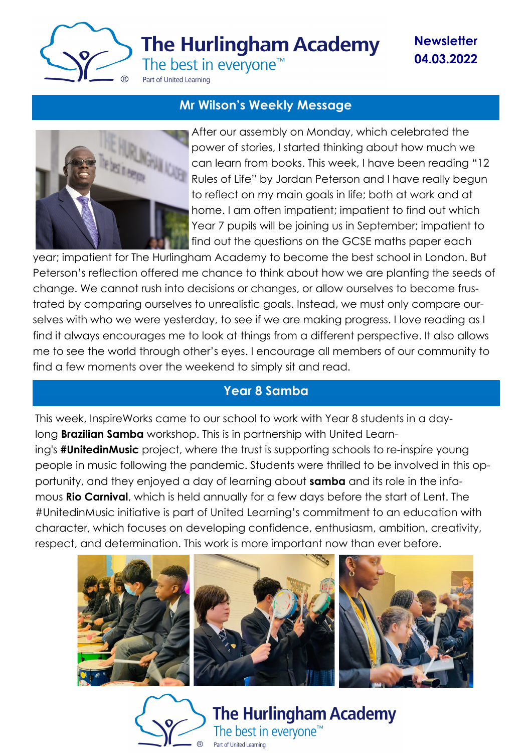# The Hurlingham Academy

The best in everyone™

Part of United Learning

**Newsletter 04.03.2022**

## Mr Wilson's Weekly Message

After our assembly on Monday, which celebrated the power of stories, I started thinking about how much we can learn from books. This week, I have been reading "12 Rules of Life" by Jordan Peterson and I have really begun to reflect on my main goals in life; both at work and at home. I am often impatient; impatient to find out which Year 7 pupils will be joining us in September; impatient to find out the questions on the GCSE maths paper each year; impatient for The Hurlingham Academy to become the best school in London. But Peterson's reflection offered me chance to think about how we are planting the seeds of change. We cannot rush into decisions or changes, or allow ourselves to become frustrated by comparing ourselves to unrealistic goals. Instead, we must only compare ourselves with who we were yesterday, to see if we are making progress. I love reading as I find it always encourages me to look at things from a different perspective. It also allows me to see the world through other's eyes. I encourage all members of our community to find a few moments over the weekend to simply sit and read.

## Year 8 Samba

This week, InspireWorks came to our school to work with Year 8 students in a day-long **Brazilian Samba** workshop. This is in partnership with United Learning's **#UnitedinMusic** project, where the trust is supporting schools to re-inspire young people in music following the pandemic. Students were thrilled to be involved in this opportunity, and they enjoyed a day of learning about **samba** and its role in the infamous **Rio Carnival**, which is held annually for a few days before the start of Lent. The #UnitedinMusic initiative is part of United Learning's commitment to an education with character, which focuses on developing confidence, enthusiasm, ambition, creativity, respect, and determination. This work is more important now than ever before.

The Hurlingham Academy

The best in everyone™

Part of United Learning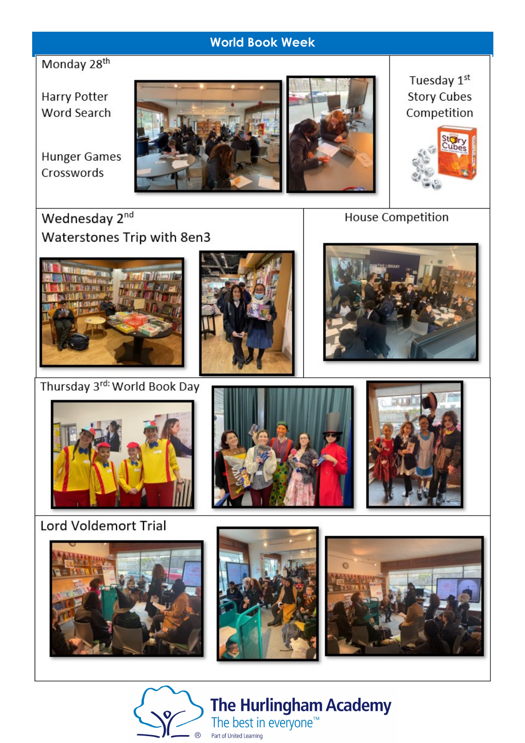## World Book Week

**Monday 28th**

Harry Potter Word Search

Hunger Games Crosswords

**Tuesday 1st**

Story Cubes Competition

**Wednesday 2nd**

Waterstones Trip with 8en3

**House Competition**

**Thursday 3rd: World Book Day**

**Lord Voldemort Trial**

The Hurlingham Academy

The best in everyone™

Part of United Learning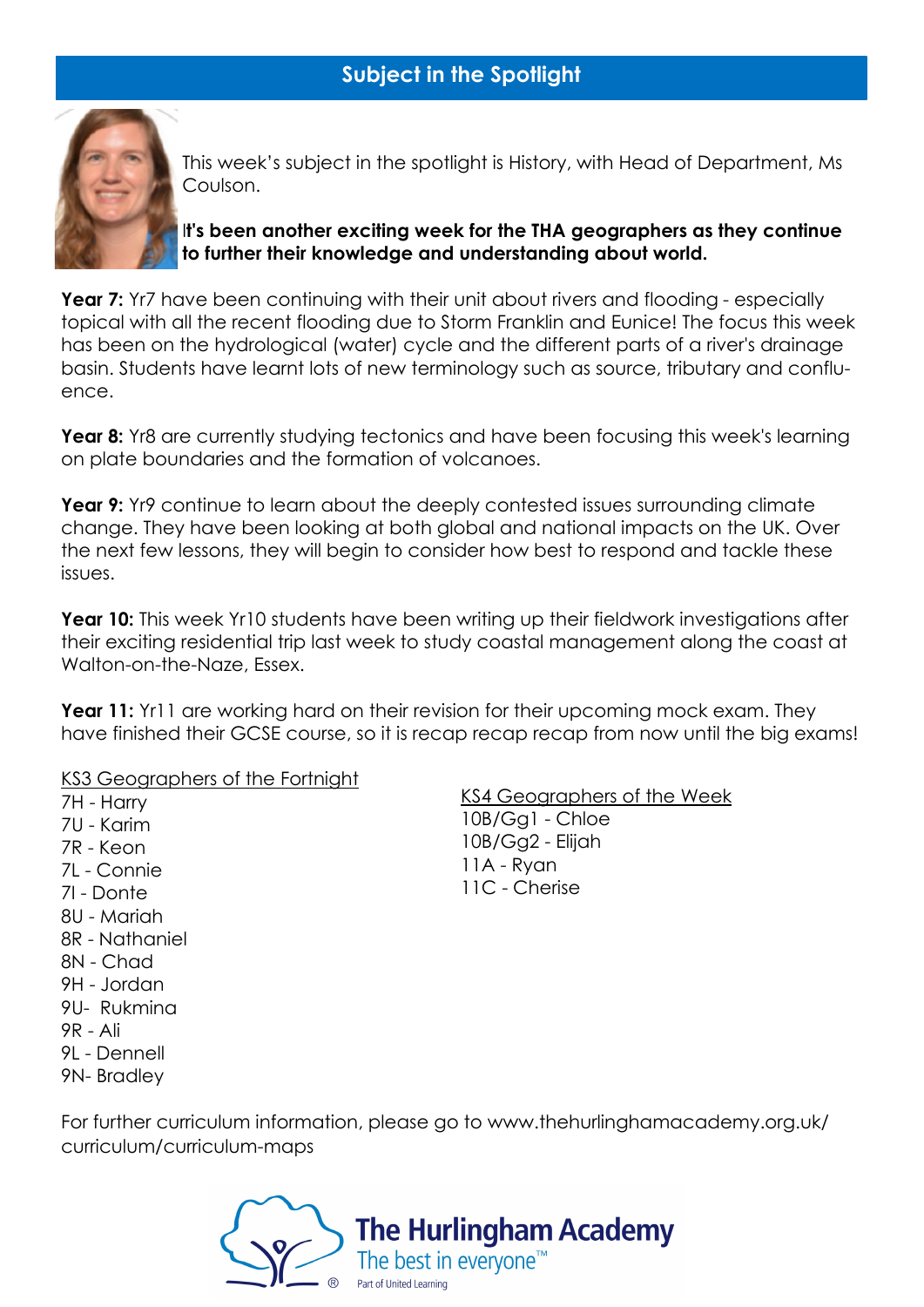## Subject in the Spotlight

This week's subject in the spotlight is History, with Head of Department, Ms Coulson.

**It's been another exciting week for the THA geographers as they continue to further their knowledge and understanding about world.**

**Year 7:** Yr7 have been continuing with their unit about rivers and flooding - especially topical with all the recent flooding due to Storm Franklin and Eunice! The focus this week has been on the hydrological (water) cycle and the different parts of a river's drainage basin. Students have learnt lots of new terminology such as source, tributary and confluence.

**Year 8:** Yr8 are currently studying tectonics and have been focusing this week's learning on plate boundaries and the formation of volcanoes.

**Year 9:** Yr9 continue to learn about the deeply contested issues surrounding climate change. They have been looking at both global and national impacts on the UK. Over the next few lessons, they will begin to consider how best to respond and tackle these issues.

**Year 10:** This week Yr10 students have been writing up their fieldwork investigations after their exciting residential trip last week to study coastal management along the coast at Walton-on-the-Naze, Essex.

**Year 11:** Yr11 are working hard on their revision for their upcoming mock exam. They have finished their GCSE course, so it is recap recap recap from now until the big exams!

KS3 Geographers of the Fortnight

7H - Harry
7U - Karim
7R - Keon
7L - Connie
7I - Donte
8U - Mariah
8R - Nathaniel
8N - Chad
9H - Jordan
9U- Rukmina
9R - Ali
9L - Dennell
9N- Bradley

KS4 Geographers of the Week

10B/Gg1 - Chloe
10B/Gg2 - Elijah
11A - Ryan
11C - Cherise

For further curriculum information, please go to www.thehurlinghamacademy.org.uk/curriculum/curriculum-maps

The Hurlingham Academy
The best in everyone™
Part of United Learning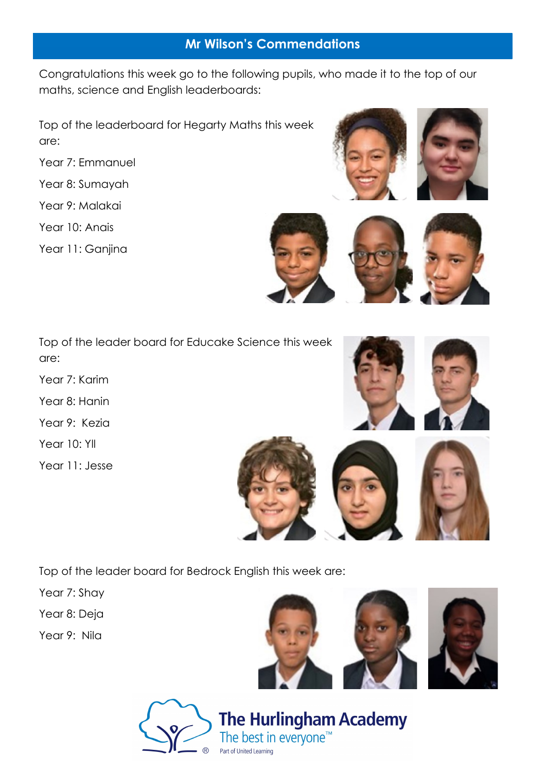## Mr Wilson's Commendations

Congratulations this week go to the following pupils, who made it to the top of our maths, science and English leaderboards:

Top of the leaderboard for Hegarty Maths this week are:

Year 7: Emmanuel

Year 8: Sumayah

Year 9: Malakai

Year 10: Anais

Year 11: Ganjina

Top of the leader board for Educake Science this week are:

Year 7: Karim

Year 8: Hanin

Year 9: Kezia

Year 10: Yll

Year 11: Jesse

Top of the leader board for Bedrock English this week are:

Year 7: Shay

Year 8: Deja

Year 9: Nila

The Hurlingham Academy

The best in everyone™

Part of United Learning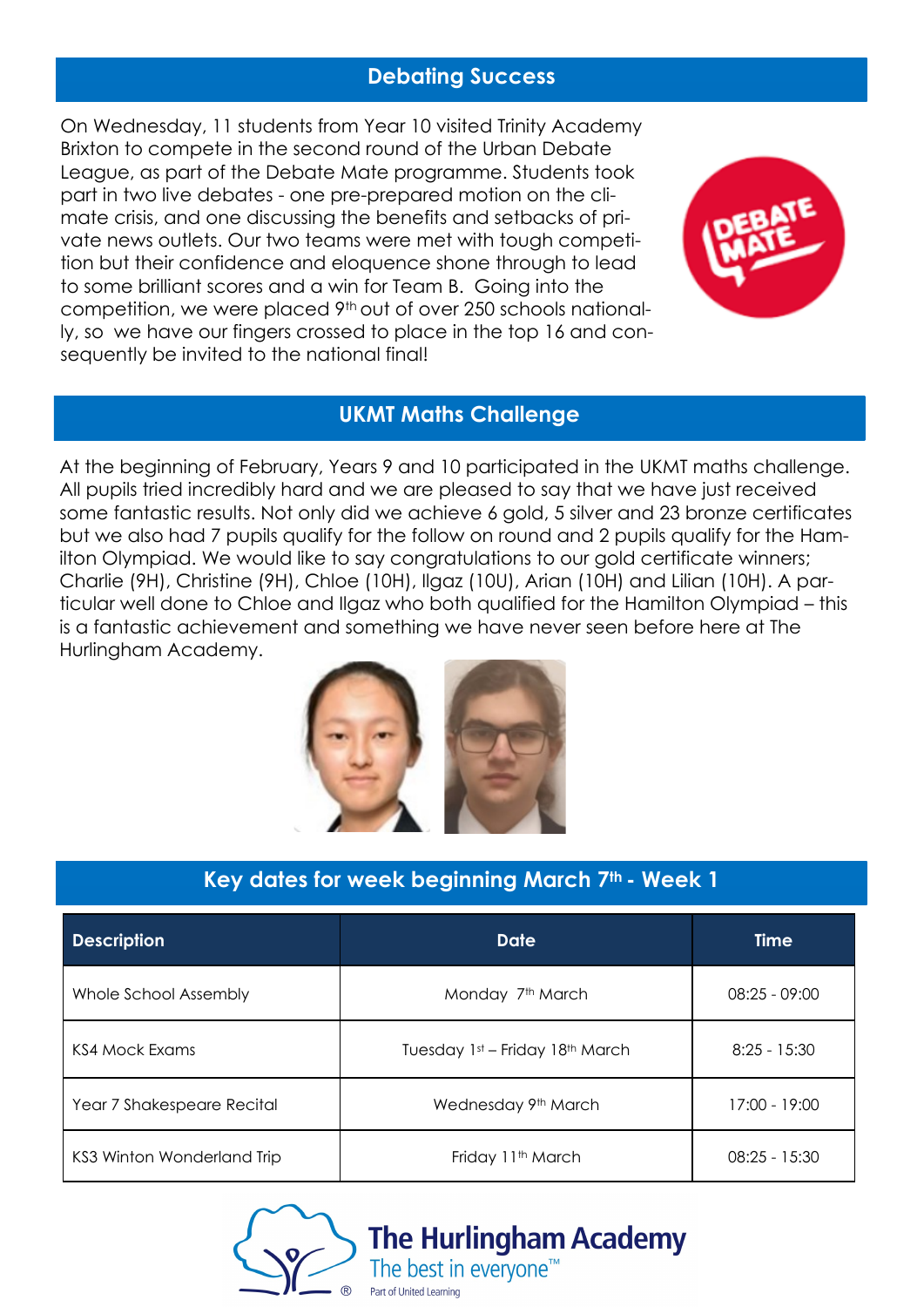## Debating Success

On Wednesday, 11 students from Year 10 visited Trinity Academy Brixton to compete in the second round of the Urban Debate League, as part of the Debate Mate programme. Students took part in two live debates - one pre-prepared motion on the climate crisis, and one discussing the benefits and setbacks of private news outlets. Our two teams were met with tough competition but their confidence and eloquence shone through to lead to some brilliant scores and a win for Team B. Going into the competition, we were placed 9th out of over 250 schools nationally, so we have our fingers crossed to place in the top 16 and consequently be invited to the national final!

## UKMT Maths Challenge

At the beginning of February, Years 9 and 10 participated in the UKMT maths challenge. All pupils tried incredibly hard and we are pleased to say that we have just received some fantastic results. Not only did we achieve 6 gold, 5 silver and 23 bronze certificates but we also had 7 pupils qualify for the follow on round and 2 pupils qualify for the Hamilton Olympiad. We would like to say congratulations to our gold certificate winners; Charlie (9H), Christine (9H), Chloe (10H), Ilgaz (10U), Arian (10H) and Lilian (10H). A particular well done to Chloe and Ilgaz who both qualified for the Hamilton Olympiad – this is a fantastic achievement and something we have never seen before here at The Hurlingham Academy.

## Key dates for week beginning March 7th - Week 1

| Description | Date | Time |
| --- | --- | --- |
| Whole School Assembly | Monday 7th March | 08:25 - 09:00 |
| KS4 Mock Exams | Tuesday 1st – Friday 18th March | 8:25 - 15:30 |
| Year 7 Shakespeare Recital | Wednesday 9th March | 17:00 - 19:00 |
| KS3 Winton Wonderland Trip | Friday 11th March | 08:25 - 15:30 |

The Hurlingham Academy
The best in everyone™
Part of United Learning